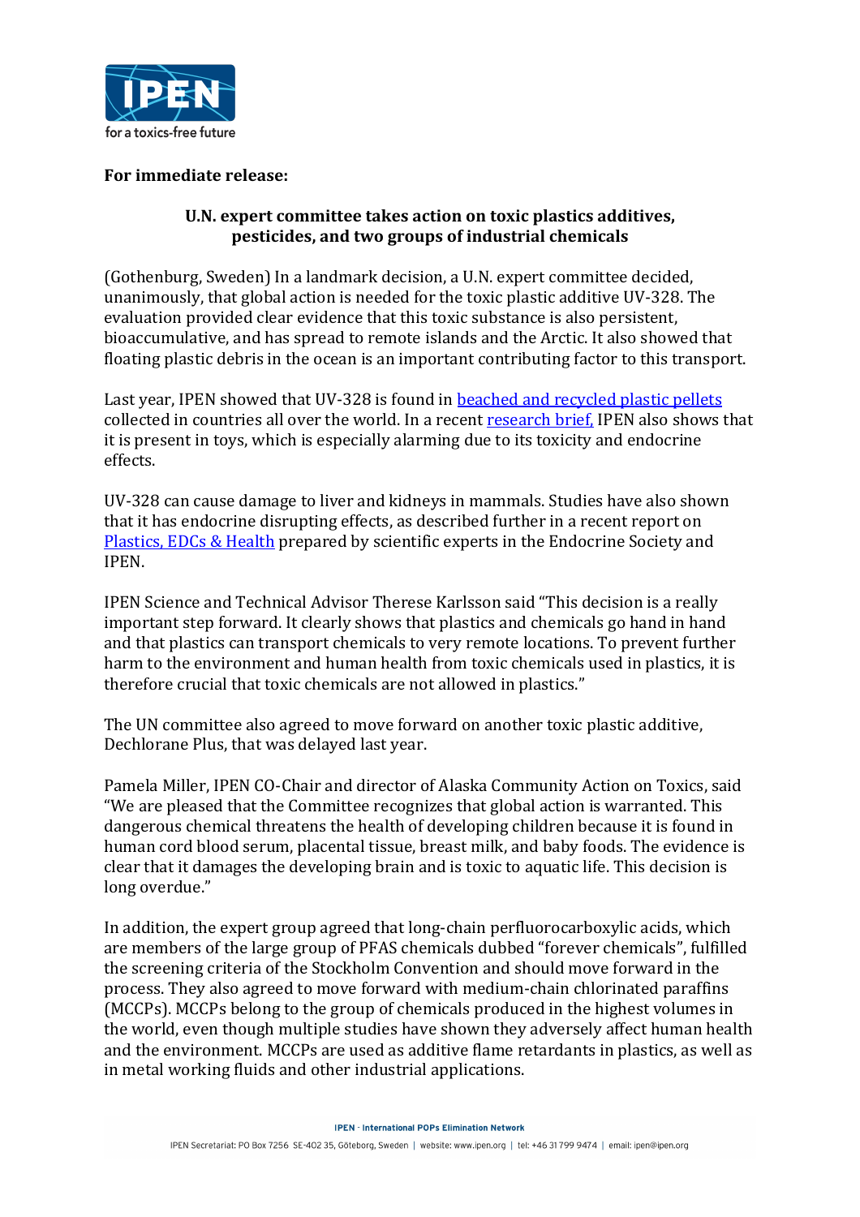**For immediate release:**

**U.N. expert committee takes action on toxic plastics additives, pesticides, and two groups of industrial chemicals**

(Gothenburg, Sweden) In a landmark decision, a U.N. expert committee decided, unanimously, that global action is needed for the toxic plastic additive UV-328. The evaluation provided clear evidence that this toxic substance is also persistent, bioaccumulative, and has spread to remote islands and the Arctic. It also showed that floating plastic debris in the ocean is an important contributing factor to this transport.

Last year, IPEN showed that UV-328 is found in beached and recycled plastic pellets collected in countries all over the world. In a recent research brief, IPEN also shows that it is present in toys, which is especially alarming due to its toxicity and endocrine effects.

UV-328 can cause damage to liver and kidneys in mammals. Studies have also shown that it has endocrine disrupting effects, as described further in a recent report on Plastics, EDCs & Health prepared by scientific experts in the Endocrine Society and IPEN.

IPEN Science and Technical Advisor Therese Karlsson said "This decision is a really important step forward. It clearly shows that plastics and chemicals go hand in hand and that plastics can transport chemicals to very remote locations. To prevent further harm to the environment and human health from toxic chemicals used in plastics, it is therefore crucial that toxic chemicals are not allowed in plastics."

The UN committee also agreed to move forward on another toxic plastic additive, Dechlorane Plus, that was delayed last year.

Pamela Miller, IPEN CO-Chair and director of Alaska Community Action on Toxics, said "We are pleased that the Committee recognizes that global action is warranted. This dangerous chemical threatens the health of developing children because it is found in human cord blood serum, placental tissue, breast milk, and baby foods. The evidence is clear that it damages the developing brain and is toxic to aquatic life. This decision is long overdue."

In addition, the expert group agreed that long-chain perfluorocarboxylic acids, which are members of the large group of PFAS chemicals dubbed "forever chemicals", fulfilled the screening criteria of the Stockholm Convention and should move forward in the process. They also agreed to move forward with medium-chain chlorinated paraffins (MCCPs). MCCPs belong to the group of chemicals produced in the highest volumes in the world, even though multiple studies have shown they adversely affect human health and the environment. MCCPs are used as additive flame retardants in plastics, as well as in metal working fluids and other industrial applications.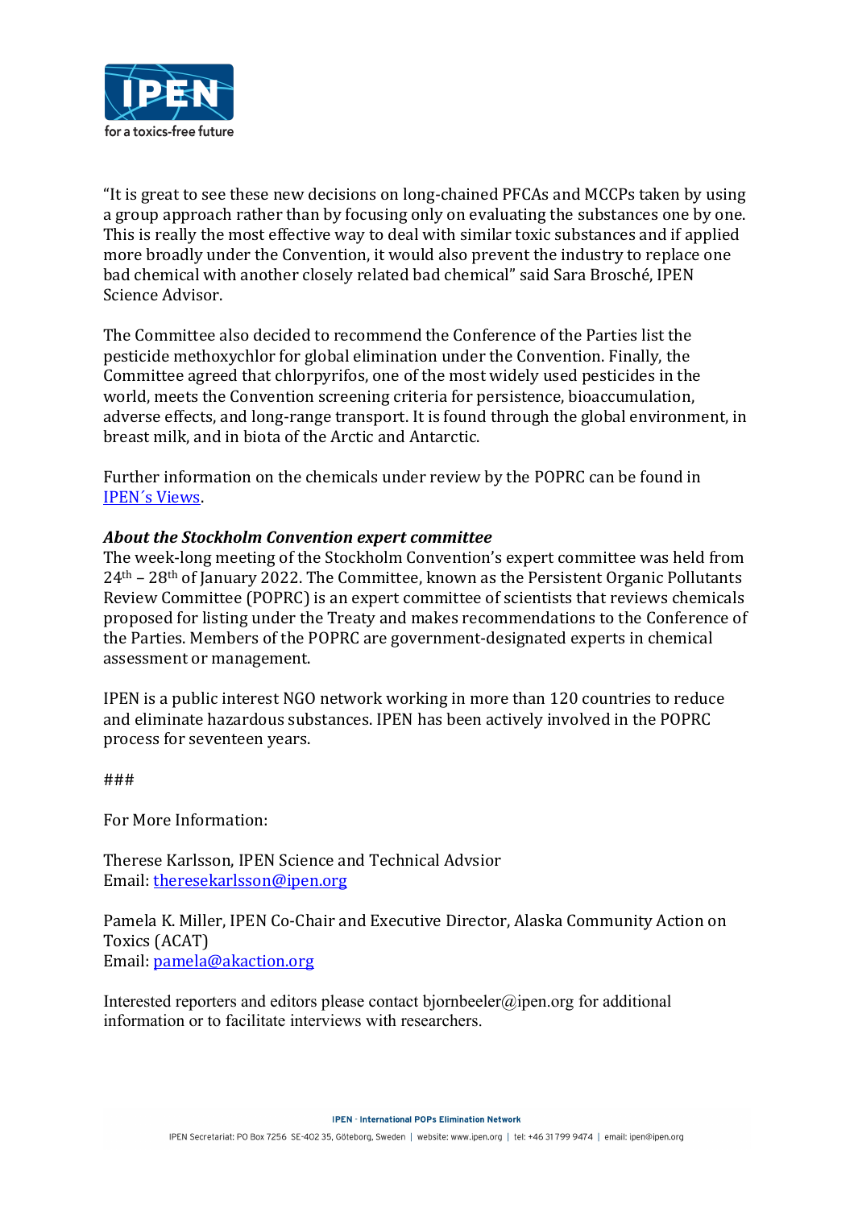"It is great to see these new decisions on long-chained PFCAs and MCCPs taken by using a group approach rather than by focusing only on evaluating the substances one by one. This is really the most effective way to deal with similar toxic substances and if applied more broadly under the Convention, it would also prevent the industry to replace one bad chemical with another closely related bad chemical" said Sara Brosché, IPEN Science Advisor.

The Committee also decided to recommend the Conference of the Parties list the pesticide methoxychlor for global elimination under the Convention. Finally, the Committee agreed that chlorpyrifos, one of the most widely used pesticides in the world, meets the Convention screening criteria for persistence, bioaccumulation, adverse effects, and long-range transport. It is found through the global environment, in breast milk, and in biota of the Arctic and Antarctic.

Further information on the chemicals under review by the POPRC can be found in IPEN´s Views.

***About the Stockholm Convention expert committee***

The week-long meeting of the Stockholm Convention's expert committee was held from 24th – 28th of January 2022. The Committee, known as the Persistent Organic Pollutants Review Committee (POPRC) is an expert committee of scientists that reviews chemicals proposed for listing under the Treaty and makes recommendations to the Conference of the Parties. Members of the POPRC are government-designated experts in chemical assessment or management.

IPEN is a public interest NGO network working in more than 120 countries to reduce and eliminate hazardous substances. IPEN has been actively involved in the POPRC process for seventeen years.

###

For More Information:

Therese Karlsson, IPEN Science and Technical Advsior
Email: theresekarlsson@ipen.org

Pamela K. Miller, IPEN Co-Chair and Executive Director, Alaska Community Action on Toxics (ACAT)
Email: pamela@akaction.org

Interested reporters and editors please contact bjornbeeler@ipen.org for additional information or to facilitate interviews with researchers.